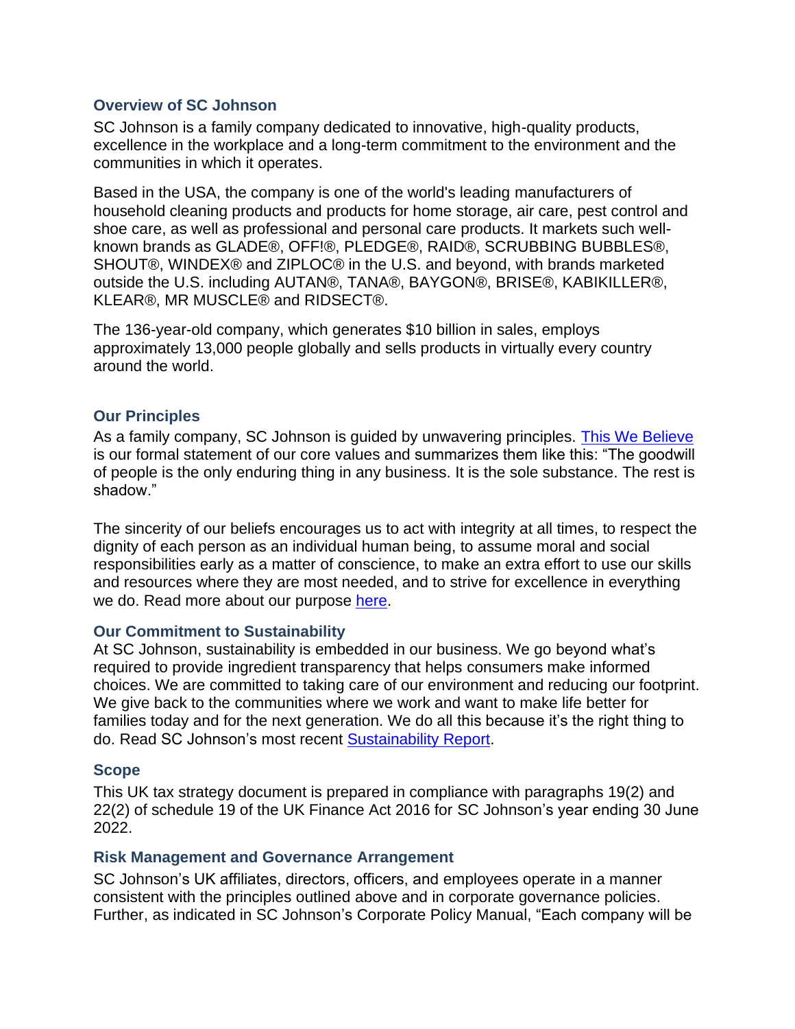## Overview of SC Johnson

SC Johnson is a family company dedicated to innovative, high-quality products, excellence in the workplace and a long-term commitment to the environment and the communities in which it operates.

Based in the USA, the company is one of the world's leading manufacturers of household cleaning products and products for home storage, air care, pest control and shoe care, as well as professional and personal care products. It markets such well-known brands as GLADE®, OFF!®, PLEDGE®, RAID®, SCRUBBING BUBBLES®, SHOUT®, WINDEX® and ZIPLOC® in the U.S. and beyond, with brands marketed outside the U.S. including AUTAN®, TANA®, BAYGON®, BRISE®, KABIKILLER®, KLEAR®, MR MUSCLE® and RIDSECT®.

The 136-year-old company, which generates $10 billion in sales, employs approximately 13,000 people globally and sells products in virtually every country around the world.

## Our Principles

As a family company, SC Johnson is guided by unwavering principles. [This We Believe] is our formal statement of our core values and summarizes them like this: "The goodwill of people is the only enduring thing in any business. It is the sole substance. The rest is shadow."

The sincerity of our beliefs encourages us to act with integrity at all times, to respect the dignity of each person as an individual human being, to assume moral and social responsibilities early as a matter of conscience, to make an extra effort to use our skills and resources where they are most needed, and to strive for excellence in everything we do. Read more about our purpose [here].

## Our Commitment to Sustainability

At SC Johnson, sustainability is embedded in our business. We go beyond what's required to provide ingredient transparency that helps consumers make informed choices. We are committed to taking care of our environment and reducing our footprint. We give back to the communities where we work and want to make life better for families today and for the next generation. We do all this because it's the right thing to do. Read SC Johnson's most recent [Sustainability Report].

## Scope

This UK tax strategy document is prepared in compliance with paragraphs 19(2) and 22(2) of schedule 19 of the UK Finance Act 2016 for SC Johnson's year ending 30 June 2022.

## Risk Management and Governance Arrangement

SC Johnson's UK affiliates, directors, officers, and employees operate in a manner consistent with the principles outlined above and in corporate governance policies. Further, as indicated in SC Johnson's Corporate Policy Manual, "Each company will be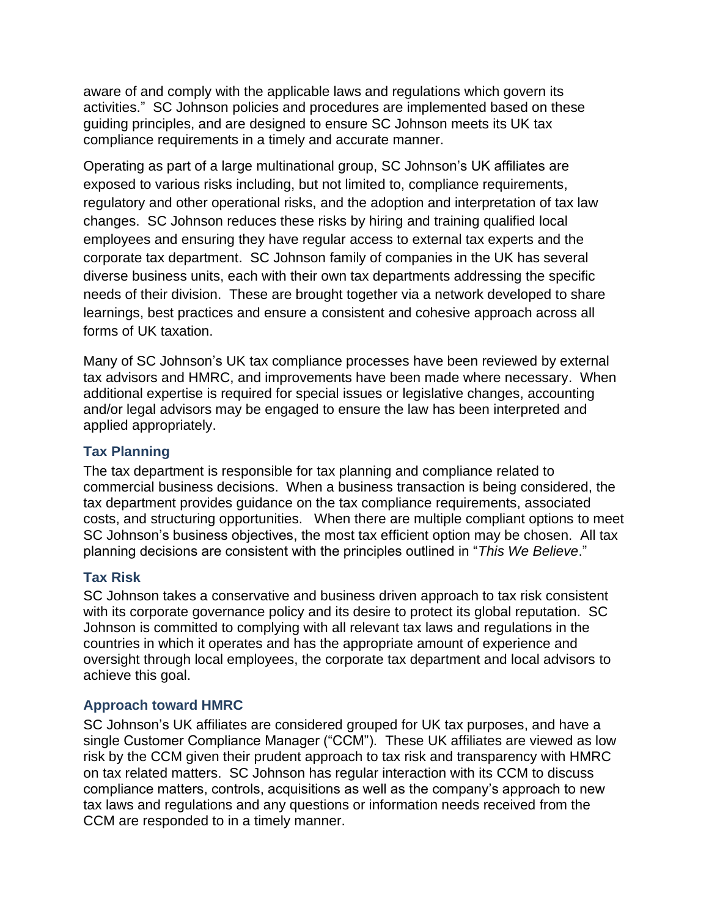aware of and comply with the applicable laws and regulations which govern its activities." SC Johnson policies and procedures are implemented based on these guiding principles, and are designed to ensure SC Johnson meets its UK tax compliance requirements in a timely and accurate manner.

Operating as part of a large multinational group, SC Johnson's UK affiliates are exposed to various risks including, but not limited to, compliance requirements, regulatory and other operational risks, and the adoption and interpretation of tax law changes. SC Johnson reduces these risks by hiring and training qualified local employees and ensuring they have regular access to external tax experts and the corporate tax department. SC Johnson family of companies in the UK has several diverse business units, each with their own tax departments addressing the specific needs of their division. These are brought together via a network developed to share learnings, best practices and ensure a consistent and cohesive approach across all forms of UK taxation.

Many of SC Johnson's UK tax compliance processes have been reviewed by external tax advisors and HMRC, and improvements have been made where necessary. When additional expertise is required for special issues or legislative changes, accounting and/or legal advisors may be engaged to ensure the law has been interpreted and applied appropriately.

### Tax Planning

The tax department is responsible for tax planning and compliance related to commercial business decisions. When a business transaction is being considered, the tax department provides guidance on the tax compliance requirements, associated costs, and structuring opportunities. When there are multiple compliant options to meet SC Johnson's business objectives, the most tax efficient option may be chosen. All tax planning decisions are consistent with the principles outlined in "*This We Believe*."

### Tax Risk

SC Johnson takes a conservative and business driven approach to tax risk consistent with its corporate governance policy and its desire to protect its global reputation. SC Johnson is committed to complying with all relevant tax laws and regulations in the countries in which it operates and has the appropriate amount of experience and oversight through local employees, the corporate tax department and local advisors to achieve this goal.

### Approach toward HMRC

SC Johnson's UK affiliates are considered grouped for UK tax purposes, and have a single Customer Compliance Manager ("CCM"). These UK affiliates are viewed as low risk by the CCM given their prudent approach to tax risk and transparency with HMRC on tax related matters. SC Johnson has regular interaction with its CCM to discuss compliance matters, controls, acquisitions as well as the company's approach to new tax laws and regulations and any questions or information needs received from the CCM are responded to in a timely manner.